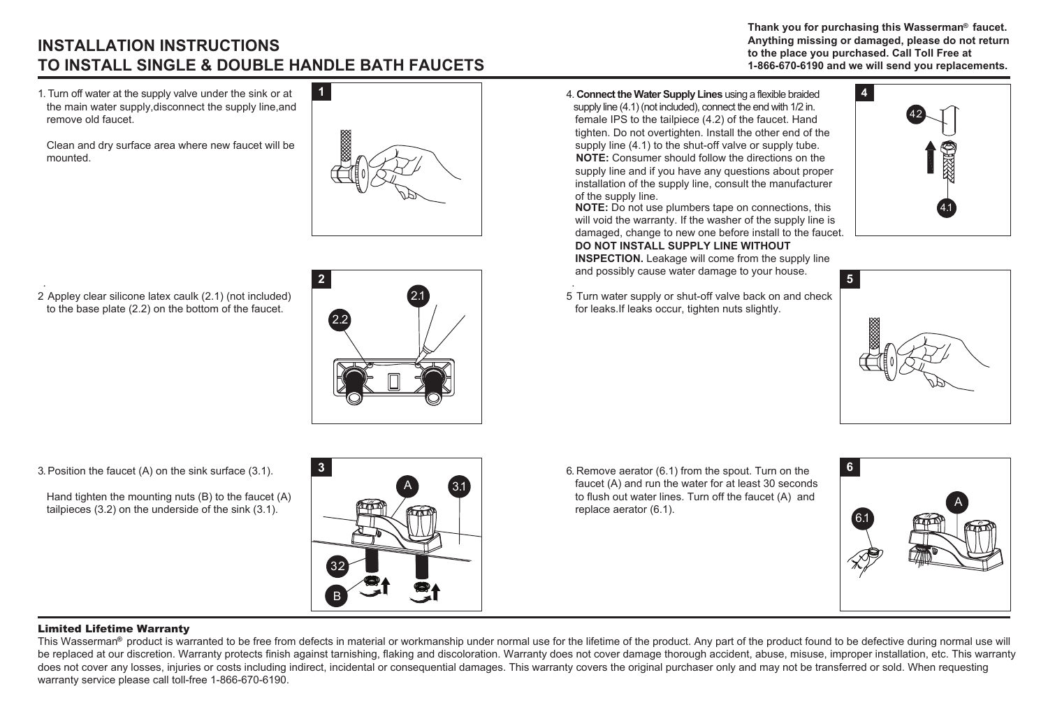# INSTALLATION INSTRUCTIONS
# TO INSTALL SINGLE & DOUBLE HANDLE BATH FAUCETS

**Thank you for purchasing this Wasserman® faucet. Anything missing or damaged, please do not return to the place you purchased. Call Toll Free at 1-866-670-6190 and we will send you replacements.**

1. Turn off water at the supply valve under the sink or at the main water supply,disconnect the supply line,and remove old faucet.

   Clean and dry surface area where new faucet will be mounted.

2. Appley clear silicone latex caulk (2.1) (not included) to the base plate (2.2) on the bottom of the faucet.

3. Position the faucet (A) on the sink surface (3.1).

   Hand tighten the mounting nuts (B) to the faucet (A) tailpieces (3.2) on the underside of the sink (3.1).

4. **Connect the Water Supply Lines** using a flexible braided supply line (4.1) (not included), connect the end with 1/2 in. female IPS to the tailpiece (4.2) of the faucet. Hand tighten. Do not overtighten. Install the other end of the supply line (4.1) to the shut-off valve or supply tube.
   **NOTE:** Consumer should follow the directions on the supply line and if you have any questions about proper installation of the supply line, consult the manufacturer of the supply line.
   **NOTE:** Do not use plumbers tape on connections, this will void the warranty. If the washer of the supply line is damaged, change to new one before install to the faucet.
   **DO NOT INSTALL SUPPLY LINE WITHOUT INSPECTION.** Leakage will come from the supply line and possibly cause water damage to your house.

5. Turn water supply or shut-off valve back on and check for leaks.If leaks occur, tighten nuts slightly.

6. Remove aerator (6.1) from the spout. Turn on the faucet (A) and run the water for at least 30 seconds to flush out water lines. Turn off the faucet (A) and replace aerator (6.1).

### Limited Lifetime Warranty

This Wasserman® product is warranted to be free from defects in material or workmanship under normal use for the lifetime of the product. Any part of the product found to be defective during normal use will be replaced at our discretion. Warranty protects finish against tarnishing, flaking and discoloration. Warranty does not cover damage thorough accident, abuse, misuse, improper installation, etc. This warranty does not cover any losses, injuries or costs including indirect, incidental or consequential damages. This warranty covers the original purchaser only and may not be transferred or sold. When requesting warranty service please call toll-free 1-866-670-6190.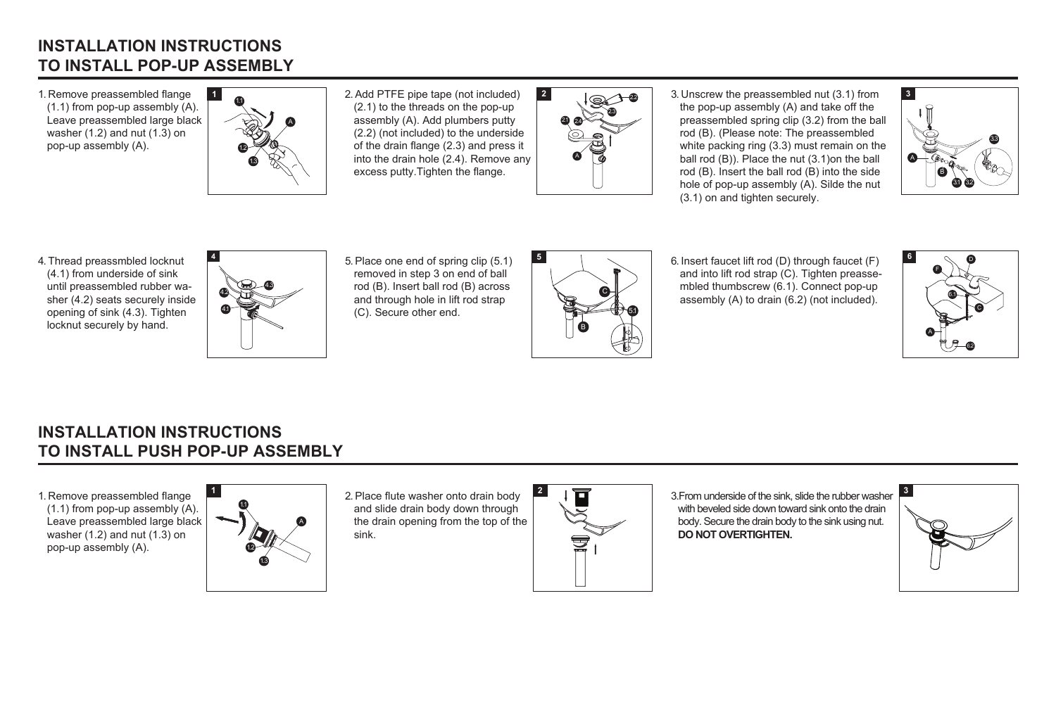## INSTALLATION INSTRUCTIONS
## TO INSTALL POP-UP ASSEMBLY

1. Remove preassembled flange (1.1) from pop-up assembly (A). Leave preassembled large black washer (1.2) and nut (1.3) on pop-up assembly (A).

2. Add PTFE pipe tape (not included) (2.1) to the threads on the pop-up assembly (A). Add plumbers putty (2.2) (not included) to the underside of the drain flange (2.3) and press it into the drain hole (2.4). Remove any excess putty.Tighten the flange.

3. Unscrew the preassembled nut (3.1) from the pop-up assembly (A) and take off the preassembled spring clip (3.2) from the ball rod (B). (Please note: The preassembled white packing ring (3.3) must remain on the ball rod (B)). Place the nut (3.1)on the ball rod (B). Insert the ball rod (B) into the side hole of pop-up assembly (A). Silde the nut (3.1) on and tighten securely.

4. Thread preassmbled locknut (4.1) from underside of sink until preassembled rubber washer (4.2) seats securely inside opening of sink (4.3). Tighten locknut securely by hand.

5. Place one end of spring clip (5.1) removed in step 3 on end of ball rod (B). Insert ball rod (B) across and through hole in lift rod strap (C). Secure other end.

6. Insert faucet lift rod (D) through faucet (F) and into lift rod strap (C). Tighten preassembled thumbscrew (6.1). Connect pop-up assembly (A) to drain (6.2) (not included).

## INSTALLATION INSTRUCTIONS
## TO INSTALL PUSH POP-UP ASSEMBLY

1. Remove preassembled flange (1.1) from pop-up assembly (A). Leave preassembled large black washer (1.2) and nut (1.3) on pop-up assembly (A).

2. Place flute washer onto drain body and slide drain body down through the drain opening from the top of the sink.

3. From underside of the sink, slide the rubber washer with beveled side down toward sink onto the drain body. Secure the drain body to the sink using nut. **DO NOT OVERTIGHTEN.**